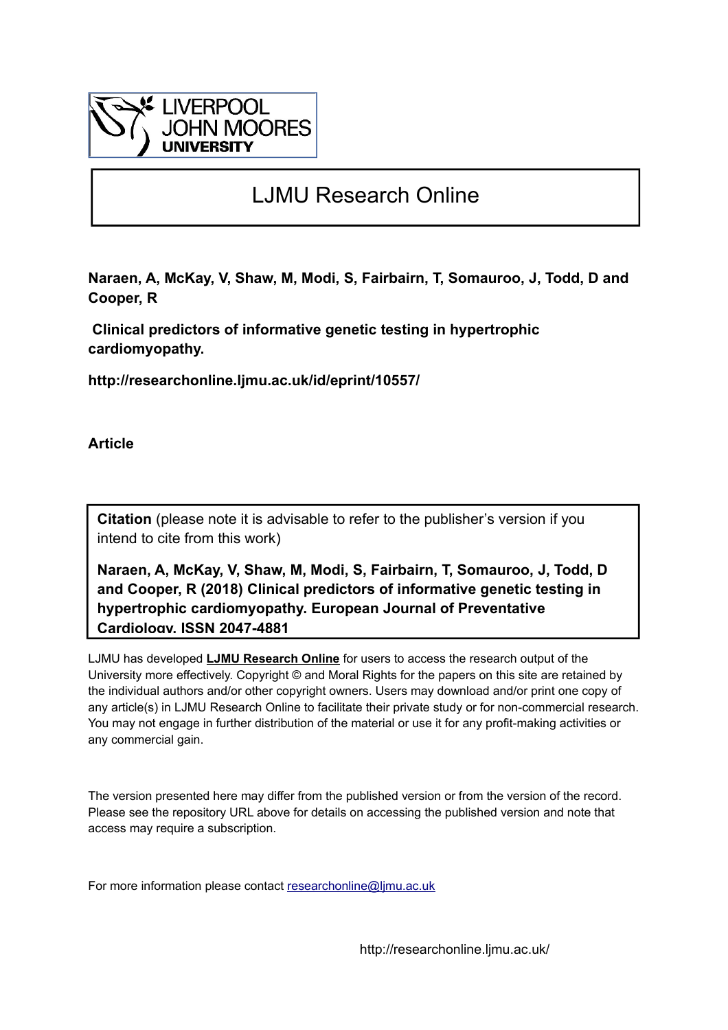LIVERPOOL JOHN MOORES UNIVERSITY

# LJMU Research Online

**Naraen, A, McKay, V, Shaw, M, Modi, S, Fairbairn, T, Somauroo, J, Todd, D and Cooper, R**

**Clinical predictors of informative genetic testing in hypertrophic cardiomyopathy.**

**http://researchonline.ljmu.ac.uk/id/eprint/10557/**

**Article**

**Citation** (please note it is advisable to refer to the publisher's version if you intend to cite from this work)

**Naraen, A, McKay, V, Shaw, M, Modi, S, Fairbairn, T, Somauroo, J, Todd, D and Cooper, R (2018) Clinical predictors of informative genetic testing in hypertrophic cardiomyopathy. European Journal of Preventative Cardiology. ISSN 2047-4881**

LJMU has developed **LJMU Research Online** for users to access the research output of the University more effectively. Copyright © and Moral Rights for the papers on this site are retained by the individual authors and/or other copyright owners. Users may download and/or print one copy of any article(s) in LJMU Research Online to facilitate their private study or for non-commercial research. You may not engage in further distribution of the material or use it for any profit-making activities or any commercial gain.

The version presented here may differ from the published version or from the version of the record. Please see the repository URL above for details on accessing the published version and note that access may require a subscription.

For more information please contact researchonline@ljmu.ac.uk

http://researchonline.ljmu.ac.uk/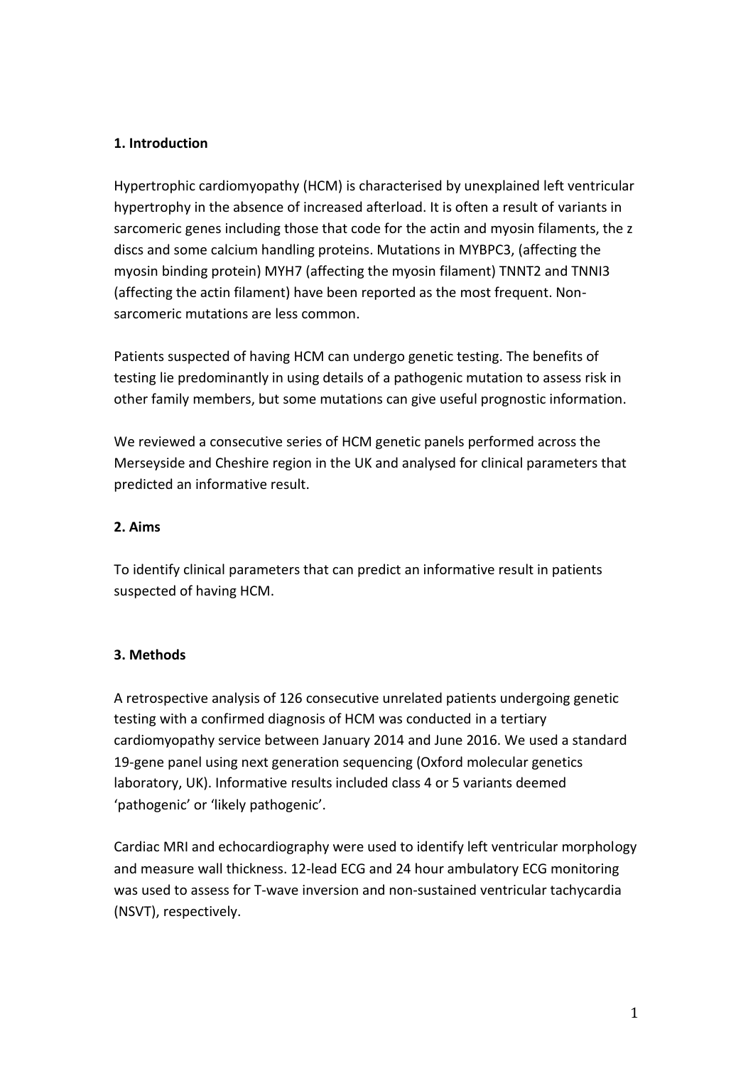## 1. Introduction

Hypertrophic cardiomyopathy (HCM) is characterised by unexplained left ventricular hypertrophy in the absence of increased afterload. It is often a result of variants in sarcomeric genes including those that code for the actin and myosin filaments, the z discs and some calcium handling proteins. Mutations in MYBPC3, (affecting the myosin binding protein) MYH7 (affecting the myosin filament) TNNT2 and TNNI3 (affecting the actin filament) have been reported as the most frequent. Non-sarcomeric mutations are less common.

Patients suspected of having HCM can undergo genetic testing. The benefits of testing lie predominantly in using details of a pathogenic mutation to assess risk in other family members, but some mutations can give useful prognostic information.

We reviewed a consecutive series of HCM genetic panels performed across the Merseyside and Cheshire region in the UK and analysed for clinical parameters that predicted an informative result.

## 2. Aims

To identify clinical parameters that can predict an informative result in patients suspected of having HCM.

## 3. Methods

A retrospective analysis of 126 consecutive unrelated patients undergoing genetic testing with a confirmed diagnosis of HCM was conducted in a tertiary cardiomyopathy service between January 2014 and June 2016. We used a standard 19-gene panel using next generation sequencing (Oxford molecular genetics laboratory, UK). Informative results included class 4 or 5 variants deemed 'pathogenic' or 'likely pathogenic'.

Cardiac MRI and echocardiography were used to identify left ventricular morphology and measure wall thickness. 12-lead ECG and 24 hour ambulatory ECG monitoring was used to assess for T-wave inversion and non-sustained ventricular tachycardia (NSVT), respectively.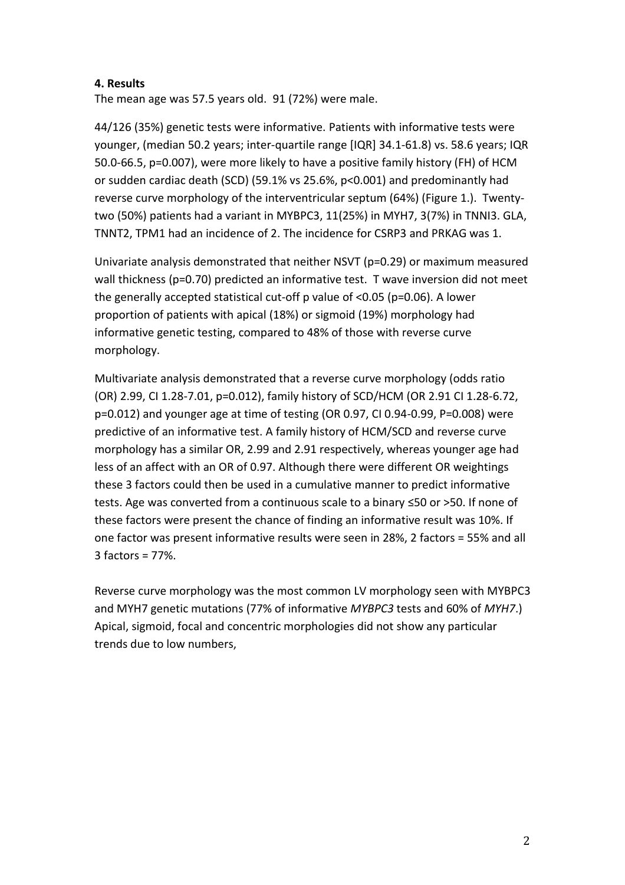**4. Results**

The mean age was 57.5 years old. 91 (72%) were male.

44/126 (35%) genetic tests were informative. Patients with informative tests were younger, (median 50.2 years; inter-quartile range [IQR] 34.1-61.8) vs. 58.6 years; IQR 50.0-66.5, p=0.007), were more likely to have a positive family history (FH) of HCM or sudden cardiac death (SCD) (59.1% vs 25.6%, p<0.001) and predominantly had reverse curve morphology of the interventricular septum (64%) (Figure 1.). Twenty-two (50%) patients had a variant in MYBPC3, 11(25%) in MYH7, 3(7%) in TNNI3. GLA, TNNT2, TPM1 had an incidence of 2. The incidence for CSRP3 and PRKAG was 1.

Univariate analysis demonstrated that neither NSVT (p=0.29) or maximum measured wall thickness (p=0.70) predicted an informative test. T wave inversion did not meet the generally accepted statistical cut-off p value of <0.05 (p=0.06). A lower proportion of patients with apical (18%) or sigmoid (19%) morphology had informative genetic testing, compared to 48% of those with reverse curve morphology.

Multivariate analysis demonstrated that a reverse curve morphology (odds ratio (OR) 2.99, CI 1.28-7.01, p=0.012), family history of SCD/HCM (OR 2.91 CI 1.28-6.72, p=0.012) and younger age at time of testing (OR 0.97, CI 0.94-0.99, P=0.008) were predictive of an informative test. A family history of HCM/SCD and reverse curve morphology has a similar OR, 2.99 and 2.91 respectively, whereas younger age had less of an affect with an OR of 0.97. Although there were different OR weightings these 3 factors could then be used in a cumulative manner to predict informative tests. Age was converted from a continuous scale to a binary ≤50 or >50. If none of these factors were present the chance of finding an informative result was 10%. If one factor was present informative results were seen in 28%, 2 factors = 55% and all 3 factors = 77%.

Reverse curve morphology was the most common LV morphology seen with MYBPC3 and MYH7 genetic mutations (77% of informative *MYBPC3* tests and 60% of *MYH7*.) Apical, sigmoid, focal and concentric morphologies did not show any particular trends due to low numbers,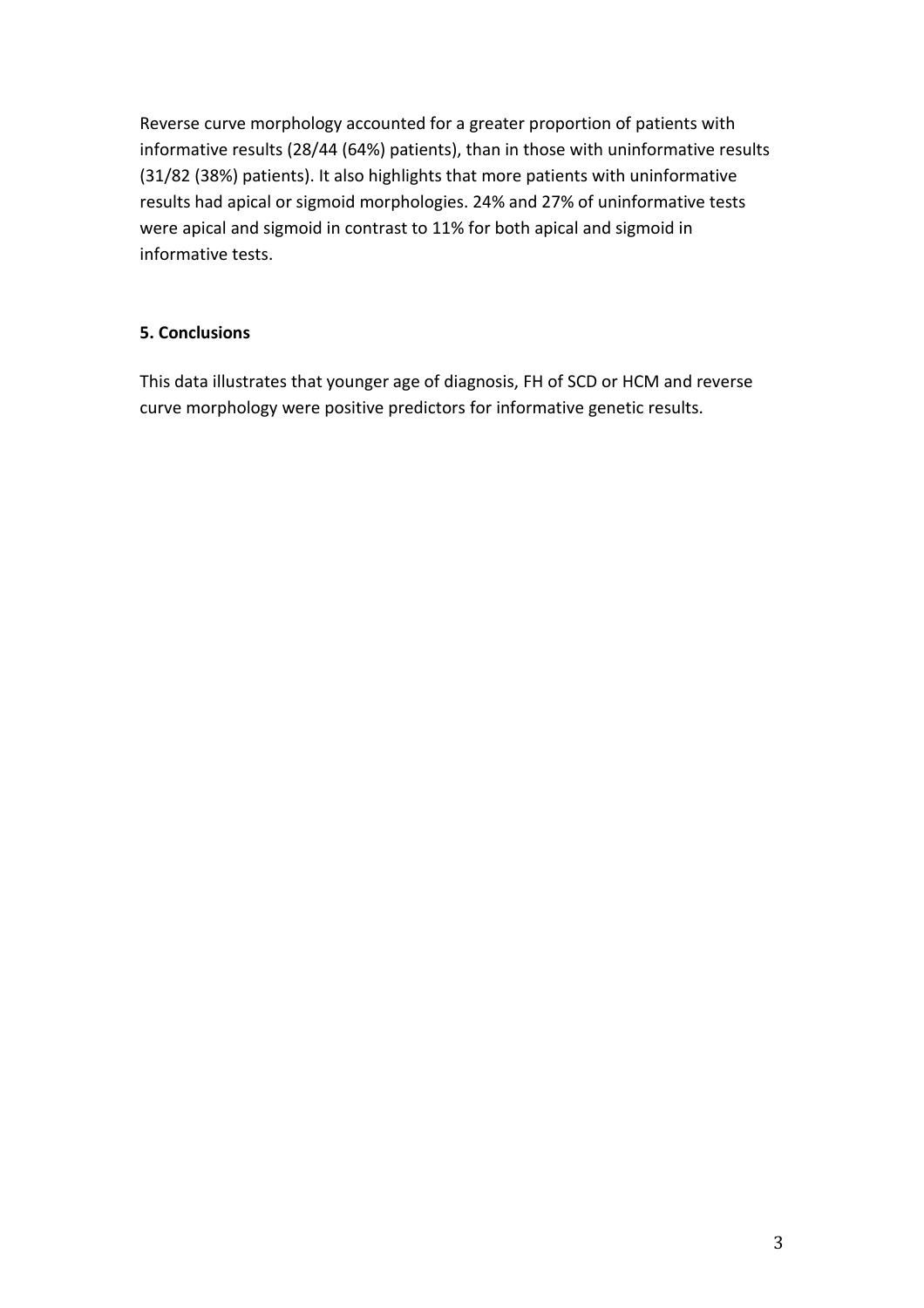Reverse curve morphology accounted for a greater proportion of patients with informative results (28/44 (64%) patients), than in those with uninformative results (31/82 (38%) patients). It also highlights that more patients with uninformative results had apical or sigmoid morphologies. 24% and 27% of uninformative tests were apical and sigmoid in contrast to 11% for both apical and sigmoid in informative tests.

### 5. Conclusions

This data illustrates that younger age of diagnosis, FH of SCD or HCM and reverse curve morphology were positive predictors for informative genetic results.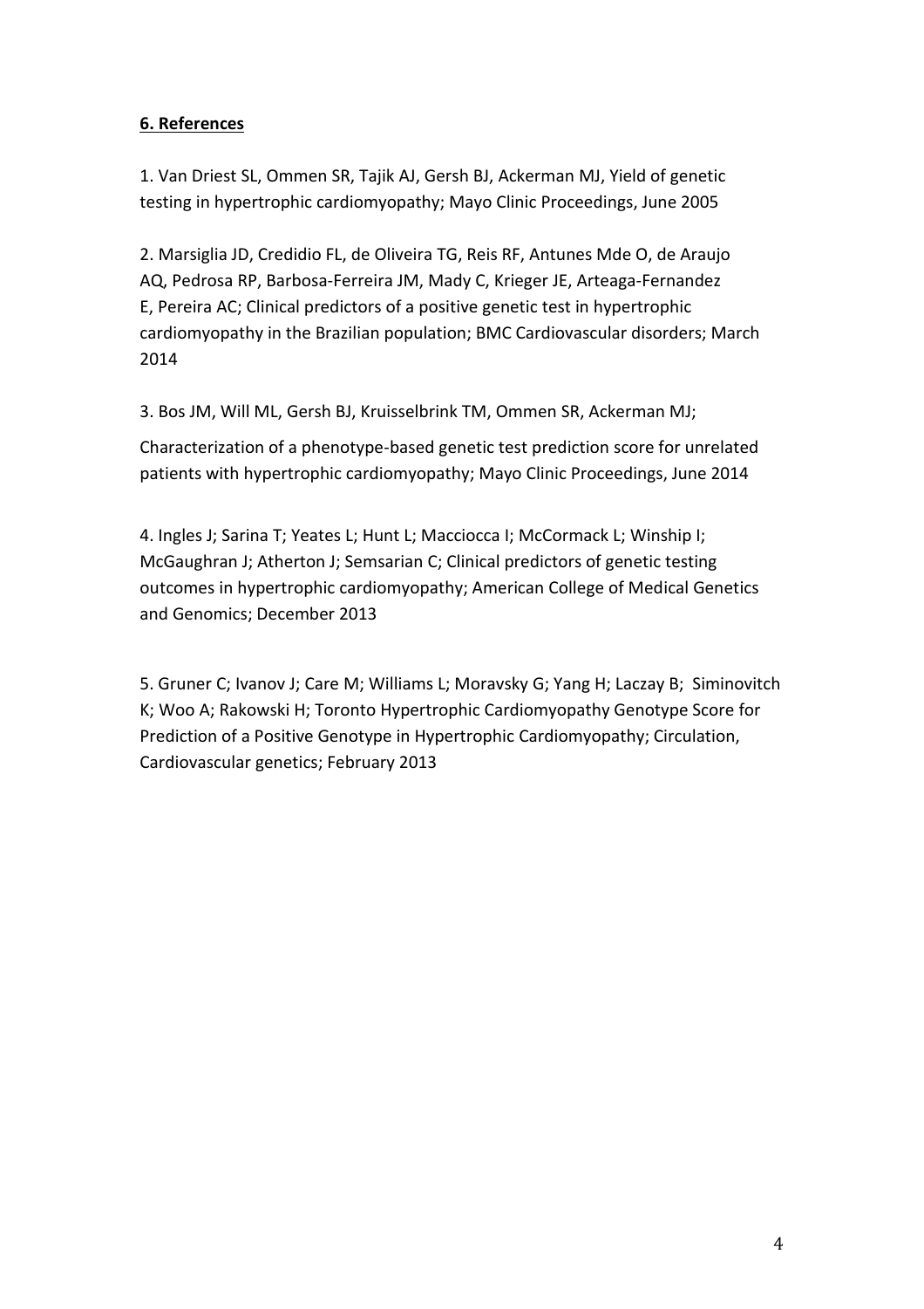## **6. References**

1. Van Driest SL, Ommen SR, Tajik AJ, Gersh BJ, Ackerman MJ, Yield of genetic testing in hypertrophic cardiomyopathy; Mayo Clinic Proceedings, June 2005

2. Marsiglia JD, Credidio FL, de Oliveira TG, Reis RF, Antunes Mde O, de Araujo AQ, Pedrosa RP, Barbosa-Ferreira JM, Mady C, Krieger JE, Arteaga-Fernandez E, Pereira AC; Clinical predictors of a positive genetic test in hypertrophic cardiomyopathy in the Brazilian population; BMC Cardiovascular disorders; March 2014

3. Bos JM, Will ML, Gersh BJ, Kruisselbrink TM, Ommen SR, Ackerman MJ;

Characterization of a phenotype-based genetic test prediction score for unrelated patients with hypertrophic cardiomyopathy; Mayo Clinic Proceedings, June 2014

4. Ingles J; Sarina T; Yeates L; Hunt L; Macciocca I; McCormack L; Winship I; McGaughran J; Atherton J; Semsarian C; Clinical predictors of genetic testing outcomes in hypertrophic cardiomyopathy; American College of Medical Genetics and Genomics; December 2013

5. Gruner C; Ivanov J; Care M; Williams L; Moravsky G; Yang H; Laczay B; Siminovitch K; Woo A; Rakowski H; Toronto Hypertrophic Cardiomyopathy Genotype Score for Prediction of a Positive Genotype in Hypertrophic Cardiomyopathy; Circulation, Cardiovascular genetics; February 2013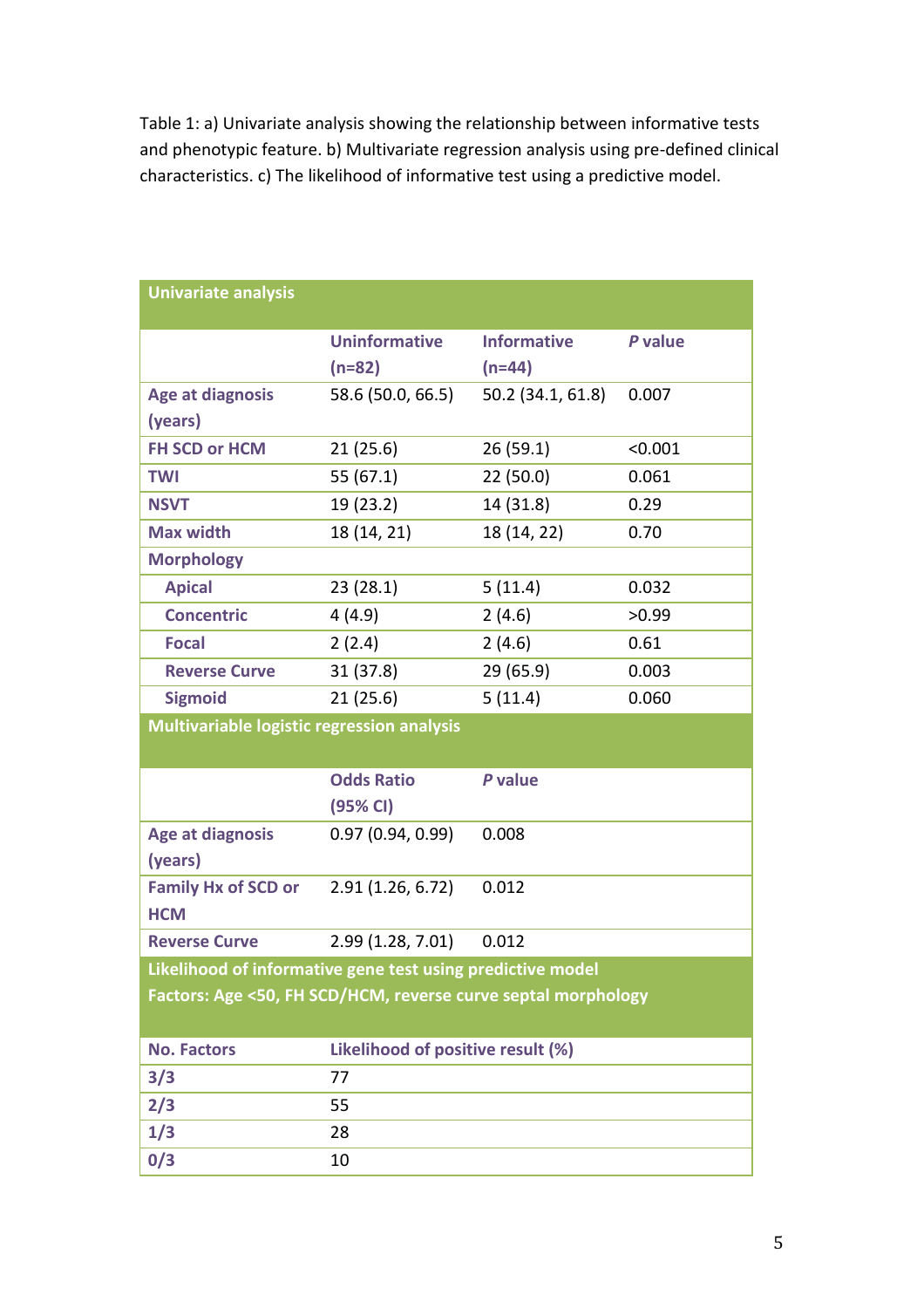Table 1: a) Univariate analysis showing the relationship between informative tests and phenotypic feature. b) Multivariate regression analysis using pre-defined clinical characteristics. c) The likelihood of informative test using a predictive model.

**Univariate analysis**

| | Uninformative (n=82) | Informative (n=44) | *P* value |
|---|---|---|---|
| Age at diagnosis (years) | 58.6 (50.0, 66.5) | 50.2 (34.1, 61.8) | 0.007 |
| FH SCD or HCM | 21 (25.6) | 26 (59.1) | <0.001 |
| TWI | 55 (67.1) | 22 (50.0) | 0.061 |
| NSVT | 19 (23.2) | 14 (31.8) | 0.29 |
| Max width | 18 (14, 21) | 18 (14, 22) | 0.70 |
| Morphology | | | |
| Apical | 23 (28.1) | 5 (11.4) | 0.032 |
| Concentric | 4 (4.9) | 2 (4.6) | >0.99 |
| Focal | 2 (2.4) | 2 (4.6) | 0.61 |
| Reverse Curve | 31 (37.8) | 29 (65.9) | 0.003 |
| Sigmoid | 21 (25.6) | 5 (11.4) | 0.060 |

**Multivariable logistic regression analysis**

| | Odds Ratio (95% CI) | *P* value |
|---|---|---|
| Age at diagnosis (years) | 0.97 (0.94, 0.99) | 0.008 |
| Family Hx of SCD or HCM | 2.91 (1.26, 6.72) | 0.012 |
| Reverse Curve | 2.99 (1.28, 7.01) | 0.012 |

**Likelihood of informative gene test using predictive model**
**Factors: Age <50, FH SCD/HCM, reverse curve septal morphology**

| No. Factors | Likelihood of positive result (%) |
|---|---|
| 3/3 | 77 |
| 2/3 | 55 |
| 1/3 | 28 |
| 0/3 | 10 |